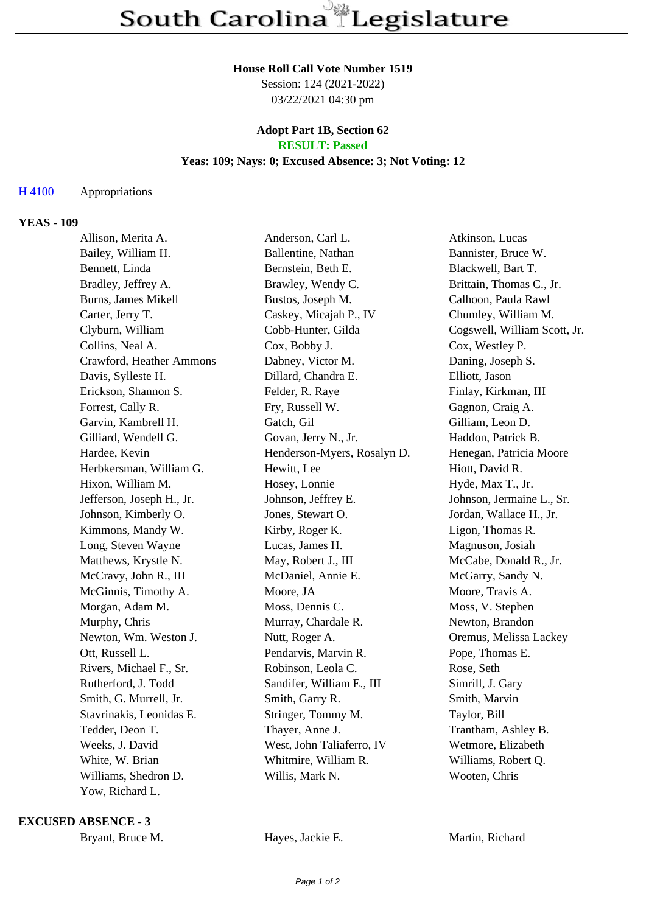# South Carolina Legislature

**House Roll Call Vote Number 1519**
Session: 124 (2021-2022)
03/22/2021 04:30 pm

**Adopt Part 1B, Section 62**
**RESULT: Passed**
**Yeas: 109; Nays: 0; Excused Absence: 3; Not Voting: 12**

H 4100 Appropriations

## YEAS - 109

| | | |
|---|---|---|
| Allison, Merita A. | Anderson, Carl L. | Atkinson, Lucas |
| Bailey, William H. | Ballentine, Nathan | Bannister, Bruce W. |
| Bennett, Linda | Bernstein, Beth E. | Blackwell, Bart T. |
| Bradley, Jeffrey A. | Brawley, Wendy C. | Brittain, Thomas C., Jr. |
| Burns, James Mikell | Bustos, Joseph M. | Calhoon, Paula Rawl |
| Carter, Jerry T. | Caskey, Micajah P., IV | Chumley, William M. |
| Clyburn, William | Cobb-Hunter, Gilda | Cogswell, William Scott, Jr. |
| Collins, Neal A. | Cox, Bobby J. | Cox, Westley P. |
| Crawford, Heather Ammons | Dabney, Victor M. | Daning, Joseph S. |
| Davis, Sylleste H. | Dillard, Chandra E. | Elliott, Jason |
| Erickson, Shannon S. | Felder, R. Raye | Finlay, Kirkman, III |
| Forrest, Cally R. | Fry, Russell W. | Gagnon, Craig A. |
| Garvin, Kambrell H. | Gatch, Gil | Gilliam, Leon D. |
| Gilliard, Wendell G. | Govan, Jerry N., Jr. | Haddon, Patrick B. |
| Hardee, Kevin | Henderson-Myers, Rosalyn D. | Henegan, Patricia Moore |
| Herbkersman, William G. | Hewitt, Lee | Hiott, David R. |
| Hixon, William M. | Hosey, Lonnie | Hyde, Max T., Jr. |
| Jefferson, Joseph H., Jr. | Johnson, Jeffrey E. | Johnson, Jermaine L., Sr. |
| Johnson, Kimberly O. | Jones, Stewart O. | Jordan, Wallace H., Jr. |
| Kimmons, Mandy W. | Kirby, Roger K. | Ligon, Thomas R. |
| Long, Steven Wayne | Lucas, James H. | Magnuson, Josiah |
| Matthews, Krystle N. | May, Robert J., III | McCabe, Donald R., Jr. |
| McCravy, John R., III | McDaniel, Annie E. | McGarry, Sandy N. |
| McGinnis, Timothy A. | Moore, JA | Moore, Travis A. |
| Morgan, Adam M. | Moss, Dennis C. | Moss, V. Stephen |
| Murphy, Chris | Murray, Chardale R. | Newton, Brandon |
| Newton, Wm. Weston J. | Nutt, Roger A. | Oremus, Melissa Lackey |
| Ott, Russell L. | Pendarvis, Marvin R. | Pope, Thomas E. |
| Rivers, Michael F., Sr. | Robinson, Leola C. | Rose, Seth |
| Rutherford, J. Todd | Sandifer, William E., III | Simrill, J. Gary |
| Smith, G. Murrell, Jr. | Smith, Garry R. | Smith, Marvin |
| Stavrinakis, Leonidas E. | Stringer, Tommy M. | Taylor, Bill |
| Tedder, Deon T. | Thayer, Anne J. | Trantham, Ashley B. |
| Weeks, J. David | West, John Taliaferro, IV | Wetmore, Elizabeth |
| White, W. Brian | Whitmire, William R. | Williams, Robert Q. |
| Williams, Shedron D. | Willis, Mark N. | Wooten, Chris |
| Yow, Richard L. | | |

## EXCUSED ABSENCE - 3

| | | |
|---|---|---|
| Bryant, Bruce M. | Hayes, Jackie E. | Martin, Richard |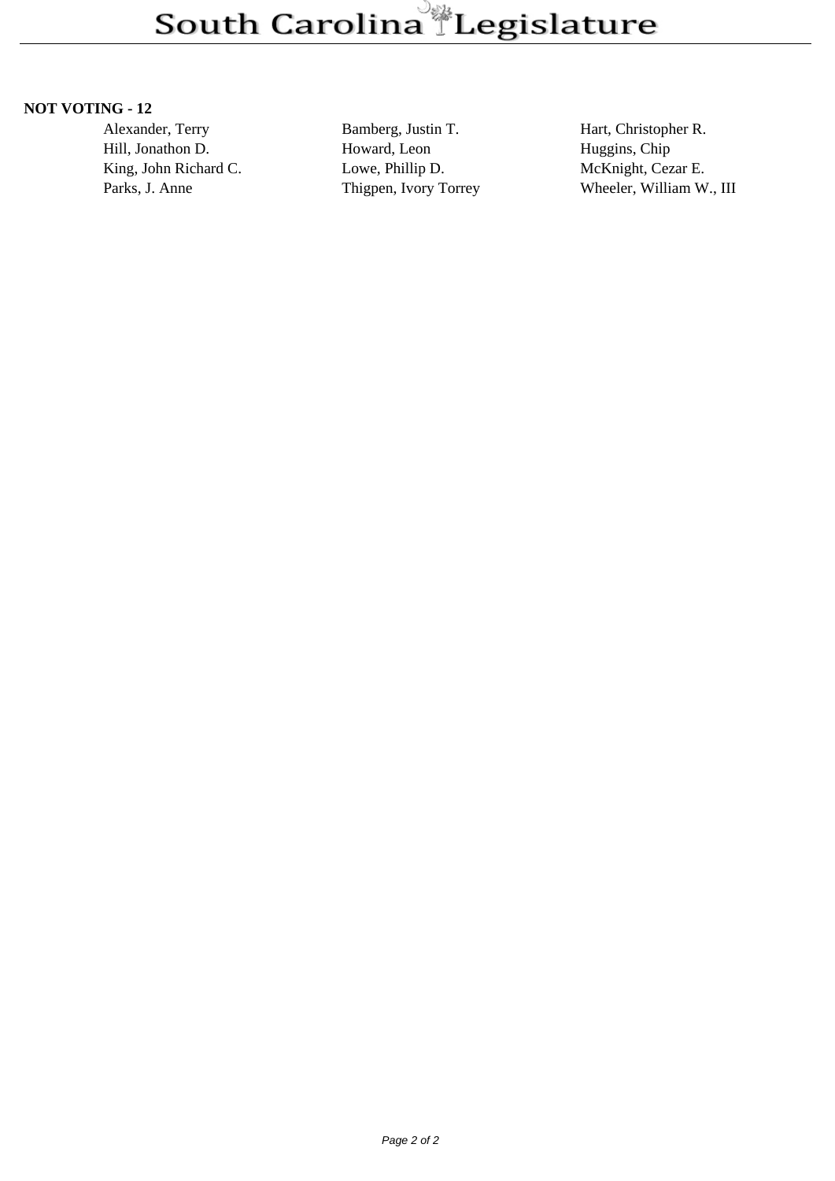**NOT VOTING - 12**

| | | |
|---|---|---|
| Alexander, Terry | Bamberg, Justin T. | Hart, Christopher R. |
| Hill, Jonathon D. | Howard, Leon | Huggins, Chip |
| King, John Richard C. | Lowe, Phillip D. | McKnight, Cezar E. |
| Parks, J. Anne | Thigpen, Ivory Torrey | Wheeler, William W., III |